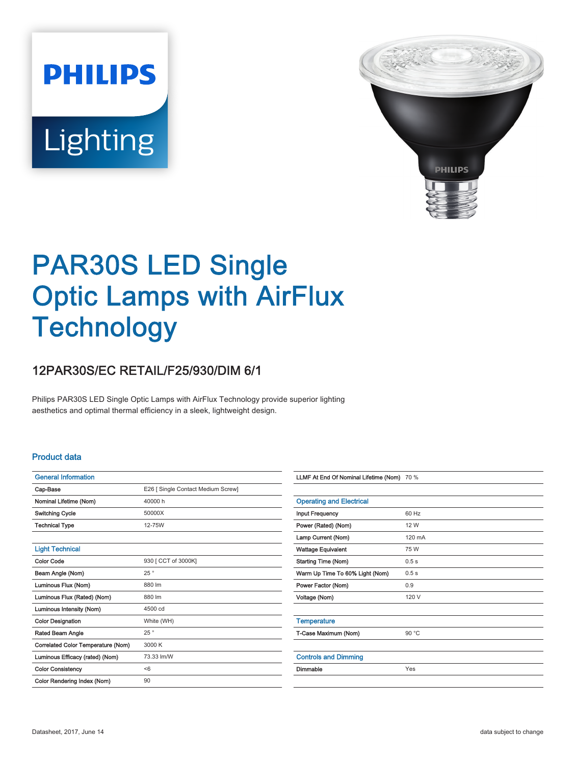# PAR30S LED Single Optic Lamps with AirFlux Technology

## 12PAR30S/EC RETAIL/F25/930/DIM 6/1

Philips PAR30S LED Single Optic Lamps with AirFlux Technology provide superior lighting aesthetics and optimal thermal efficiency in a sleek, lightweight design.

### Product data

| General Information | |
|---|---|
| Cap-Base | E26 [ Single Contact Medium Screw] |
| Nominal Lifetime (Nom) | 40000 h |
| Switching Cycle | 50000X |
| Technical Type | 12-75W |

| Light Technical | |
|---|---|
| Color Code | 930 [ CCT of 3000K] |
| Beam Angle (Nom) | 25 ° |
| Luminous Flux (Nom) | 880 lm |
| Luminous Flux (Rated) (Nom) | 880 lm |
| Luminous Intensity (Nom) | 4500 cd |
| Color Designation | White (WH) |
| Rated Beam Angle | 25 ° |
| Correlated Color Temperature (Nom) | 3000 K |
| Luminous Efficacy (rated) (Nom) | 73.33 lm/W |
| Color Consistency | <6 |
| Color Rendering Index (Nom) | 90 |
| LLMF At End Of Nominal Lifetime (Nom) | 70 % |

| Operating and Electrical | |
|---|---|
| Input Frequency | 60 Hz |
| Power (Rated) (Nom) | 12 W |
| Lamp Current (Nom) | 120 mA |
| Wattage Equivalent | 75 W |
| Starting Time (Nom) | 0.5 s |
| Warm Up Time To 60% Light (Nom) | 0.5 s |
| Power Factor (Nom) | 0.9 |
| Voltage (Nom) | 120 V |

| Temperature | |
|---|---|
| T-Case Maximum (Nom) | 90 °C |

| Controls and Dimming | |
|---|---|
| Dimmable | Yes |

Datasheet, 2017, June 14

data subject to change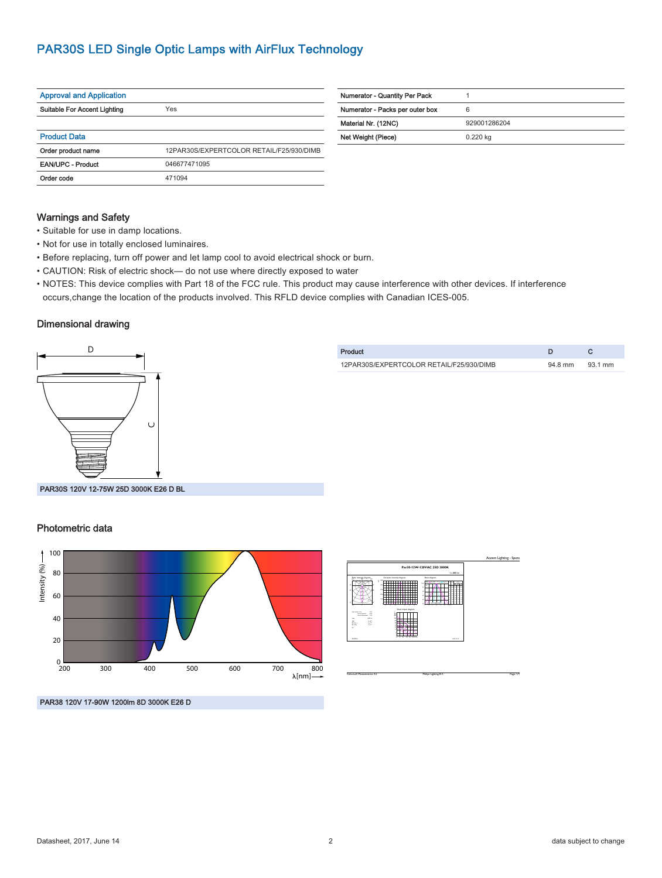# PAR30S LED Single Optic Lamps with AirFlux Technology

| Approval and Application | |
|---|---|
| Suitable For Accent Lighting | Yes |

| Product Data | |
|---|---|
| Order product name | 12PAR30S/EXPERTCOLOR RETAIL/F25/930/DIMB |
| EAN/UPC - Product | 046677471095 |
| Order code | 471094 |

| | |
|---|---|
| Numerator - Quantity Per Pack | 1 |
| Numerator - Packs per outer box | 6 |
| Material Nr. (12NC) | 929001286204 |
| Net Weight (Piece) | 0.220 kg |

## Warnings and Safety

- Suitable for use in damp locations.
- Not for use in totally enclosed luminaires.
- Before replacing, turn off power and let lamp cool to avoid electrical shock or burn.
- CAUTION: Risk of electric shock— do not use where directly exposed to water
- NOTES: This device complies with Part 18 of the FCC rule. This product may cause interference with other devices. If interference occurs,change the location of the products involved. This RFLD device complies with Canadian ICES-005.

## Dimensional drawing

PAR30S 120V 12-75W 25D 3000K E26 D BL

| Product | D | C |
|---|---|---|
| 12PAR30S/EXPERTCOLOR RETAIL/F25/930/DIMB | 94.8 mm | 93.1 mm |

## Photometric data

PAR38 120V 17-90W 1200lm 8D 3000K E26 D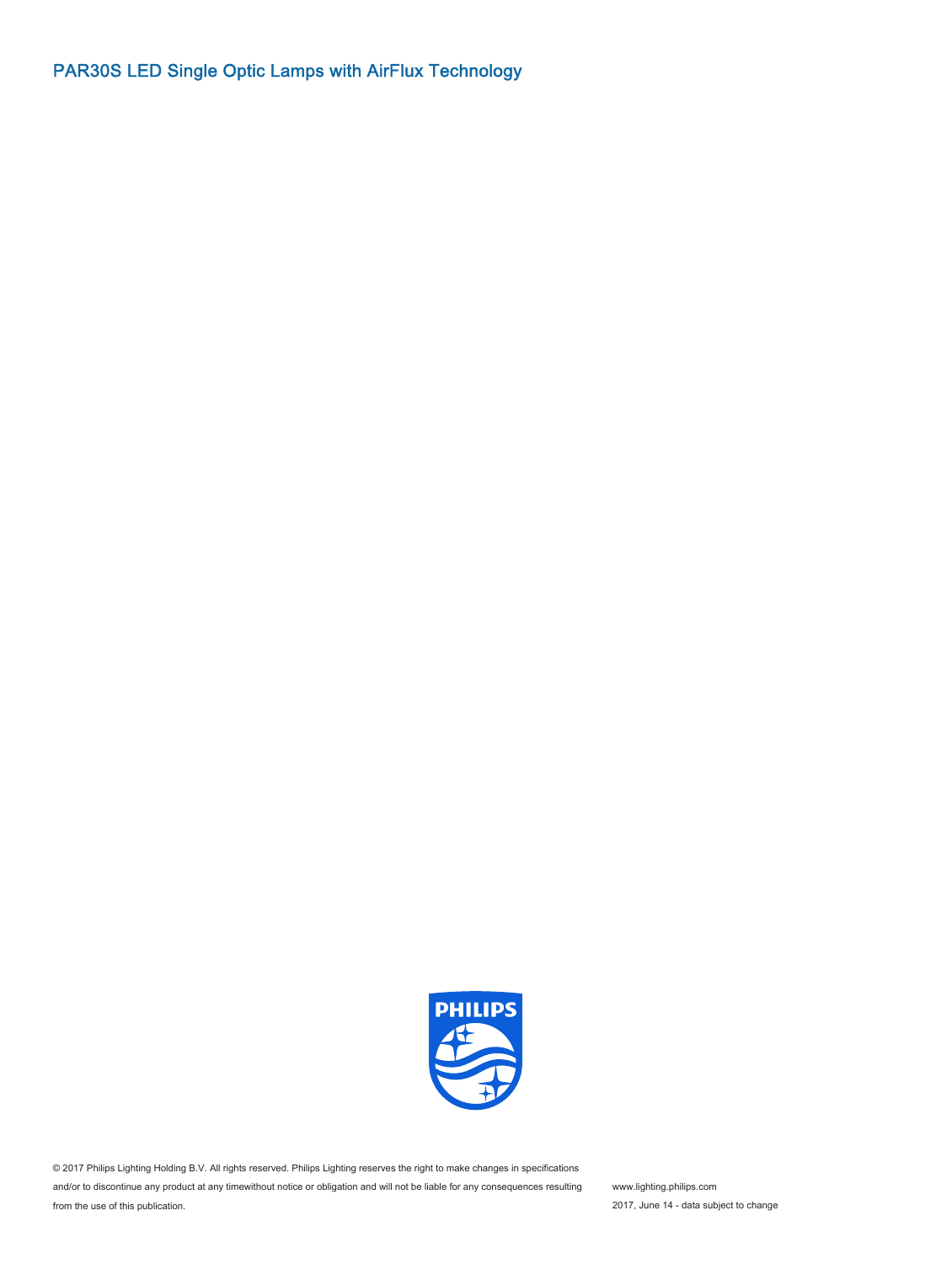© 2017 Philips Lighting Holding B.V. All rights reserved. Philips Lighting reserves the right to make changes in specifications and/or to discontinue any product at any timewithout notice or obligation and will not be liable for any consequences resulting from the use of this publication.

www.lighting.philips.com

2017, June 14 - data subject to change